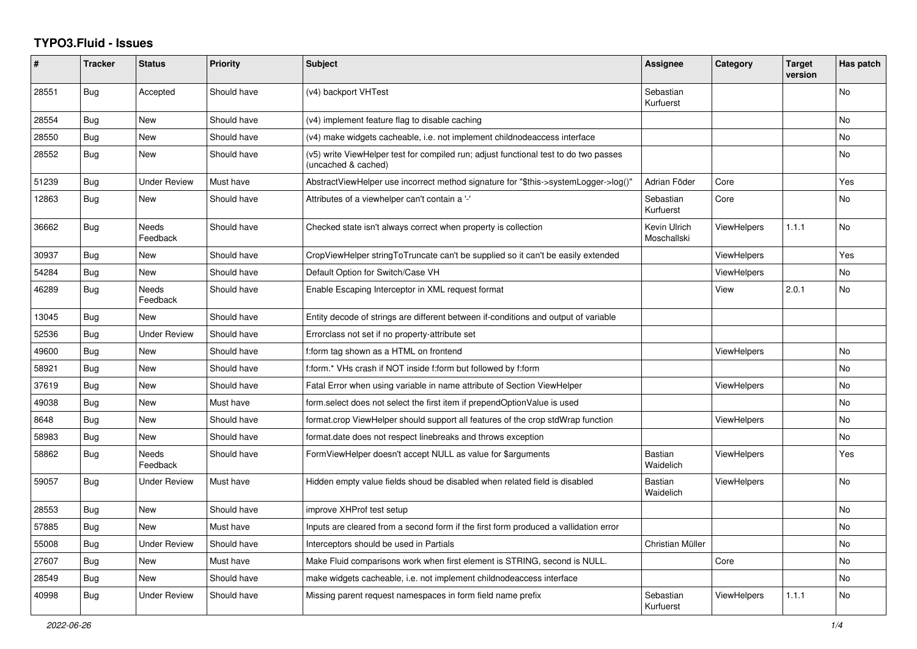# TYPO3.Fluid - Issues

| # | Tracker | Status | Priority | Subject | Assignee | Category | Target version | Has patch |
|---|---|---|---|---|---|---|---|---|
| 28551 | Bug | Accepted | Should have | (v4) backport VHTest | Sebastian Kurfuerst | | | No |
| 28554 | Bug | New | Should have | (v4) implement feature flag to disable caching | | | | No |
| 28550 | Bug | New | Should have | (v4) make widgets cacheable, i.e. not implement childnodeaccess interface | | | | No |
| 28552 | Bug | New | Should have | (v5) write ViewHelper test for compiled run; adjust functional test to do two passes (uncached & cached) | | | | No |
| 51239 | Bug | Under Review | Must have | AbstractViewHelper use incorrect method signature for "$this->systemLogger->log()" | Adrian Föder | Core | | Yes |
| 12863 | Bug | New | Should have | Attributes of a viewhelper can't contain a '-' | Sebastian Kurfuerst | Core | | No |
| 36662 | Bug | Needs Feedback | Should have | Checked state isn't always correct when property is collection | Kevin Ulrich Moschallski | ViewHelpers | 1.1.1 | No |
| 30937 | Bug | New | Should have | CropViewHelper stringToTruncate can't be supplied so it can't be easily extended | | ViewHelpers | | Yes |
| 54284 | Bug | New | Should have | Default Option for Switch/Case VH | | ViewHelpers | | No |
| 46289 | Bug | Needs Feedback | Should have | Enable Escaping Interceptor in XML request format | | View | 2.0.1 | No |
| 13045 | Bug | New | Should have | Entity decode of strings are different between if-conditions and output of variable | | | | |
| 52536 | Bug | Under Review | Should have | Errorclass not set if no property-attribute set | | | | |
| 49600 | Bug | New | Should have | f:form tag shown as a HTML on frontend | | ViewHelpers | | No |
| 58921 | Bug | New | Should have | f:form.* VHs crash if NOT inside f:form but followed by f:form | | | | No |
| 37619 | Bug | New | Should have | Fatal Error when using variable in name attribute of Section ViewHelper | | ViewHelpers | | No |
| 49038 | Bug | New | Must have | form.select does not select the first item if prependOptionValue is used | | | | No |
| 8648 | Bug | New | Should have | format.crop ViewHelper should support all features of the crop stdWrap function | | ViewHelpers | | No |
| 58983 | Bug | New | Should have | format.date does not respect linebreaks and throws exception | | | | No |
| 58862 | Bug | Needs Feedback | Should have | FormViewHelper doesn't accept NULL as value for $arguments | Bastian Waidelich | ViewHelpers | | Yes |
| 59057 | Bug | Under Review | Must have | Hidden empty value fields shoud be disabled when related field is disabled | Bastian Waidelich | ViewHelpers | | No |
| 28553 | Bug | New | Should have | improve XHProf test setup | | | | No |
| 57885 | Bug | New | Must have | Inputs are cleared from a second form if the first form produced a vallidation error | | | | No |
| 55008 | Bug | Under Review | Should have | Interceptors should be used in Partials | Christian Müller | | | No |
| 27607 | Bug | New | Must have | Make Fluid comparisons work when first element is STRING, second is NULL. | | Core | | No |
| 28549 | Bug | New | Should have | make widgets cacheable, i.e. not implement childnodeaccess interface | | | | No |
| 40998 | Bug | Under Review | Should have | Missing parent request namespaces in form field name prefix | Sebastian Kurfuerst | ViewHelpers | 1.1.1 | No |

*2022-06-26*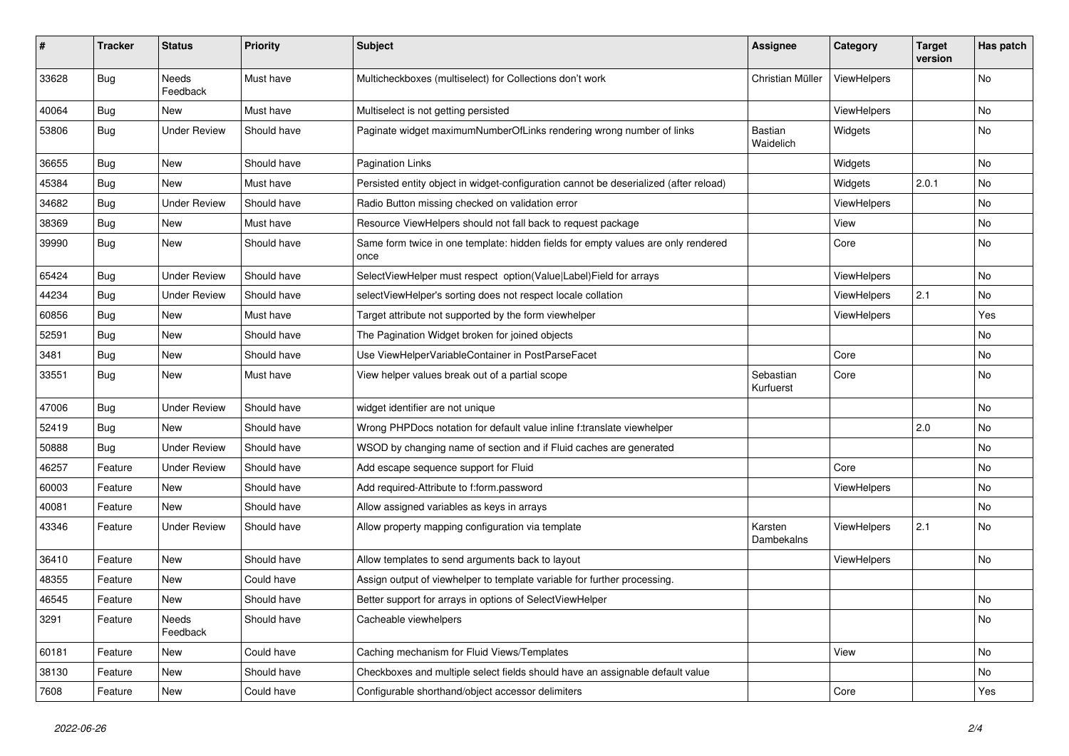| # | Tracker | Status | Priority | Subject | Assignee | Category | Target version | Has patch |
|---|---|---|---|---|---|---|---|---|
| 33628 | Bug | Needs Feedback | Must have | Multicheckboxes (multiselect) for Collections don't work | Christian Müller | ViewHelpers | | No |
| 40064 | Bug | New | Must have | Multiselect is not getting persisted | | ViewHelpers | | No |
| 53806 | Bug | Under Review | Should have | Paginate widget maximumNumberOfLinks rendering wrong number of links | Bastian Waidelich | Widgets | | No |
| 36655 | Bug | New | Should have | Pagination Links | | Widgets | | No |
| 45384 | Bug | New | Must have | Persisted entity object in widget-configuration cannot be deserialized (after reload) | | Widgets | 2.0.1 | No |
| 34682 | Bug | Under Review | Should have | Radio Button missing checked on validation error | | ViewHelpers | | No |
| 38369 | Bug | New | Must have | Resource ViewHelpers should not fall back to request package | | View | | No |
| 39990 | Bug | New | Should have | Same form twice in one template: hidden fields for empty values are only rendered once | | Core | | No |
| 65424 | Bug | Under Review | Should have | SelectViewHelper must respect option(Value\|Label)Field for arrays | | ViewHelpers | | No |
| 44234 | Bug | Under Review | Should have | selectViewHelper's sorting does not respect locale collation | | ViewHelpers | 2.1 | No |
| 60856 | Bug | New | Must have | Target attribute not supported by the form viewhelper | | ViewHelpers | | Yes |
| 52591 | Bug | New | Should have | The Pagination Widget broken for joined objects | | | | No |
| 3481 | Bug | New | Should have | Use ViewHelperVariableContainer in PostParseFacet | | Core | | No |
| 33551 | Bug | New | Must have | View helper values break out of a partial scope | Sebastian Kurfuerst | Core | | No |
| 47006 | Bug | Under Review | Should have | widget identifier are not unique | | | | No |
| 52419 | Bug | New | Should have | Wrong PHPDocs notation for default value inline f:translate viewhelper | | | 2.0 | No |
| 50888 | Bug | Under Review | Should have | WSOD by changing name of section and if Fluid caches are generated | | | | No |
| 46257 | Feature | Under Review | Should have | Add escape sequence support for Fluid | | Core | | No |
| 60003 | Feature | New | Should have | Add required-Attribute to f:form.password | | ViewHelpers | | No |
| 40081 | Feature | New | Should have | Allow assigned variables as keys in arrays | | | | No |
| 43346 | Feature | Under Review | Should have | Allow property mapping configuration via template | Karsten Dambekalns | ViewHelpers | 2.1 | No |
| 36410 | Feature | New | Should have | Allow templates to send arguments back to layout | | ViewHelpers | | No |
| 48355 | Feature | New | Could have | Assign output of viewhelper to template variable for further processing. | | | | |
| 46545 | Feature | New | Should have | Better support for arrays in options of SelectViewHelper | | | | No |
| 3291 | Feature | Needs Feedback | Should have | Cacheable viewhelpers | | | | No |
| 60181 | Feature | New | Could have | Caching mechanism for Fluid Views/Templates | | View | | No |
| 38130 | Feature | New | Should have | Checkboxes and multiple select fields should have an assignable default value | | | | No |
| 7608 | Feature | New | Could have | Configurable shorthand/object accessor delimiters | | Core | | Yes |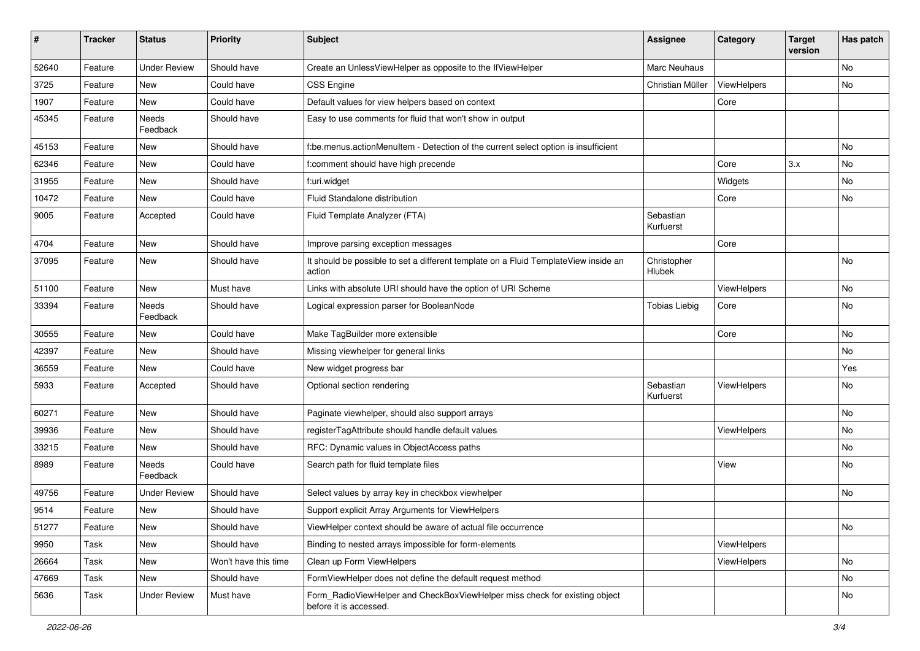| # | Tracker | Status | Priority | Subject | Assignee | Category | Target version | Has patch |
|---|---|---|---|---|---|---|---|---|
| 52640 | Feature | Under Review | Should have | Create an UnlessViewHelper as opposite to the IfViewHelper | Marc Neuhaus | | | No |
| 3725 | Feature | New | Could have | CSS Engine | Christian Müller | ViewHelpers | | No |
| 1907 | Feature | New | Could have | Default values for view helpers based on context | | Core | | |
| 45345 | Feature | Needs Feedback | Should have | Easy to use comments for fluid that won't show in output | | | | |
| 45153 | Feature | New | Should have | f:be.menus.actionMenuItem - Detection of the current select option is insufficient | | | | No |
| 62346 | Feature | New | Could have | f:comment should have high precende | | Core | 3.x | No |
| 31955 | Feature | New | Should have | f:uri.widget | | Widgets | | No |
| 10472 | Feature | New | Could have | Fluid Standalone distribution | | Core | | No |
| 9005 | Feature | Accepted | Could have | Fluid Template Analyzer (FTA) | Sebastian Kurfuerst | | | |
| 4704 | Feature | New | Should have | Improve parsing exception messages | | Core | | |
| 37095 | Feature | New | Should have | It should be possible to set a different template on a Fluid TemplateView inside an action | Christopher Hlubek | | | No |
| 51100 | Feature | New | Must have | Links with absolute URI should have the option of URI Scheme | | ViewHelpers | | No |
| 33394 | Feature | Needs Feedback | Should have | Logical expression parser for BooleanNode | Tobias Liebig | Core | | No |
| 30555 | Feature | New | Could have | Make TagBuilder more extensible | | Core | | No |
| 42397 | Feature | New | Should have | Missing viewhelper for general links | | | | No |
| 36559 | Feature | New | Could have | New widget progress bar | | | | Yes |
| 5933 | Feature | Accepted | Should have | Optional section rendering | Sebastian Kurfuerst | ViewHelpers | | No |
| 60271 | Feature | New | Should have | Paginate viewhelper, should also support arrays | | | | No |
| 39936 | Feature | New | Should have | registerTagAttribute should handle default values | | ViewHelpers | | No |
| 33215 | Feature | New | Should have | RFC: Dynamic values in ObjectAccess paths | | | | No |
| 8989 | Feature | Needs Feedback | Could have | Search path for fluid template files | | View | | No |
| 49756 | Feature | Under Review | Should have | Select values by array key in checkbox viewhelper | | | | No |
| 9514 | Feature | New | Should have | Support explicit Array Arguments for ViewHelpers | | | | |
| 51277 | Feature | New | Should have | ViewHelper context should be aware of actual file occurrence | | | | No |
| 9950 | Task | New | Should have | Binding to nested arrays impossible for form-elements | | ViewHelpers | | |
| 26664 | Task | New | Won't have this time | Clean up Form ViewHelpers | | ViewHelpers | | No |
| 47669 | Task | New | Should have | FormViewHelper does not define the default request method | | | | No |
| 5636 | Task | Under Review | Must have | Form_RadioViewHelper and CheckBoxViewHelper miss check for existing object before it is accessed. | | | | No |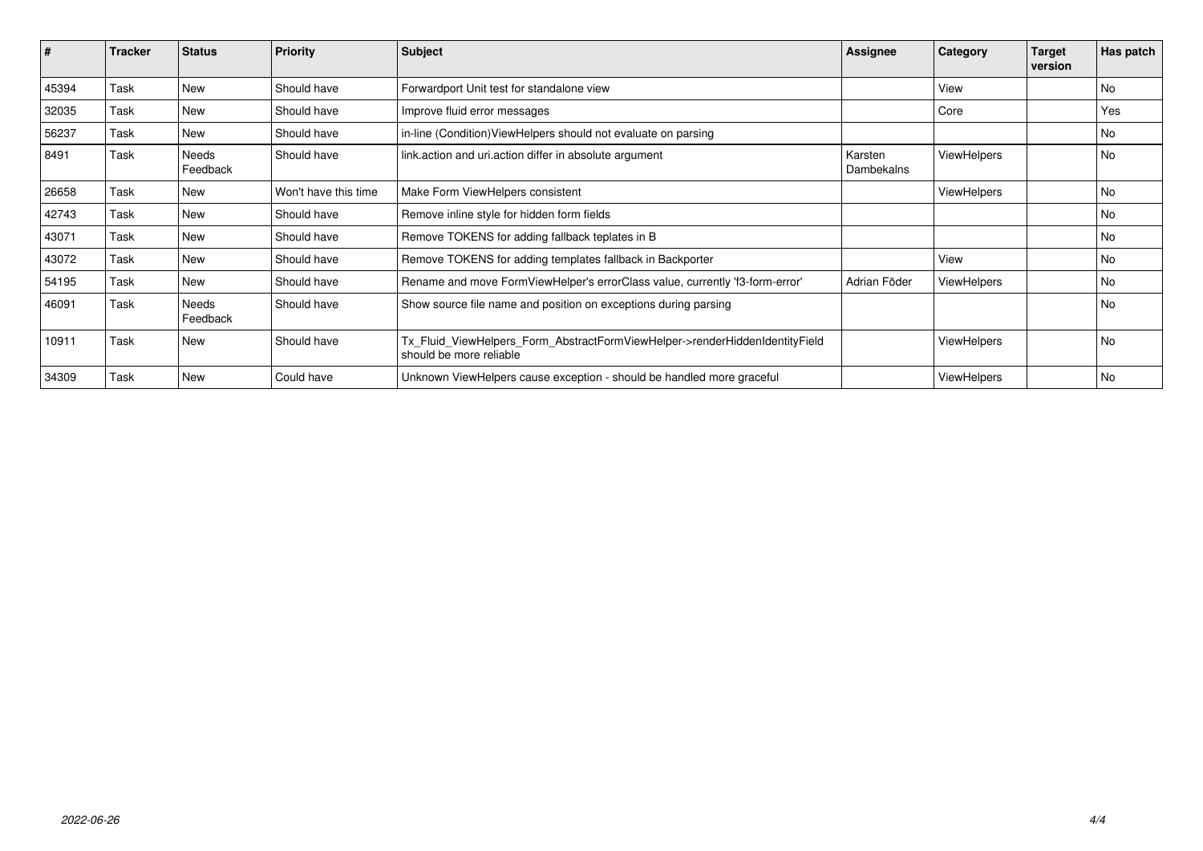| # | Tracker | Status | Priority | Subject | Assignee | Category | Target version | Has patch |
|---|---|---|---|---|---|---|---|---|
| 45394 | Task | New | Should have | Forwardport Unit test for standalone view | | View | | No |
| 32035 | Task | New | Should have | Improve fluid error messages | | Core | | Yes |
| 56237 | Task | New | Should have | in-line (Condition)ViewHelpers should not evaluate on parsing | | | | No |
| 8491 | Task | Needs Feedback | Should have | link.action and uri.action differ in absolute argument | Karsten Dambekalns | ViewHelpers | | No |
| 26658 | Task | New | Won't have this time | Make Form ViewHelpers consistent | | ViewHelpers | | No |
| 42743 | Task | New | Should have | Remove inline style for hidden form fields | | | | No |
| 43071 | Task | New | Should have | Remove TOKENS for adding fallback teplates in B | | | | No |
| 43072 | Task | New | Should have | Remove TOKENS for adding templates fallback in Backporter | | View | | No |
| 54195 | Task | New | Should have | Rename and move FormViewHelper's errorClass value, currently 'f3-form-error' | Adrian Föder | ViewHelpers | | No |
| 46091 | Task | Needs Feedback | Should have | Show source file name and position on exceptions during parsing | | | | No |
| 10911 | Task | New | Should have | Tx_Fluid_ViewHelpers_Form_AbstractFormViewHelper->renderHiddenIdentityField should be more reliable | | ViewHelpers | | No |
| 34309 | Task | New | Could have | Unknown ViewHelpers cause exception - should be handled more graceful | | ViewHelpers | | No |